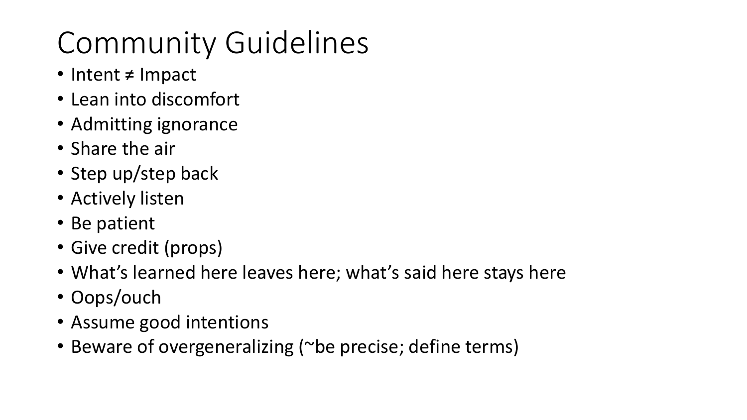# Community Guidelines

- Intent ≠ Impact
- Lean into discomfort
- Admitting ignorance
- Share the air
- Step up/step back
- Actively listen
- Be patient
- Give credit (props)
- What's learned here leaves here; what's said here stays here
- Oops/ouch
- Assume good intentions
- Beware of overgeneralizing (~be precise; define terms)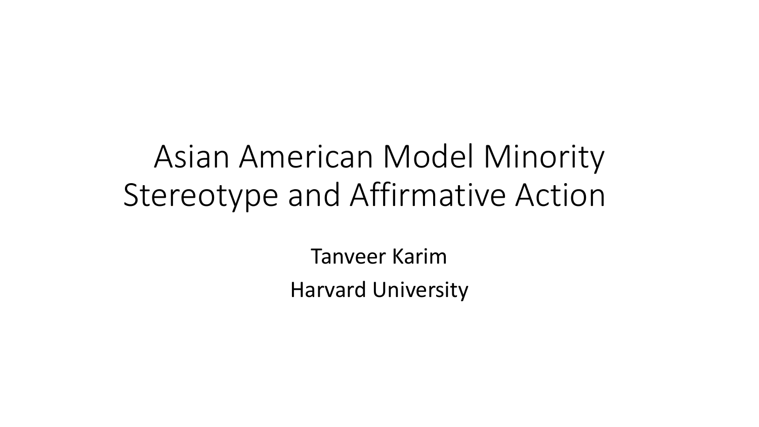# Asian American Model Minority Stereotype and Affirmative Action

Tanveer Karim

Harvard University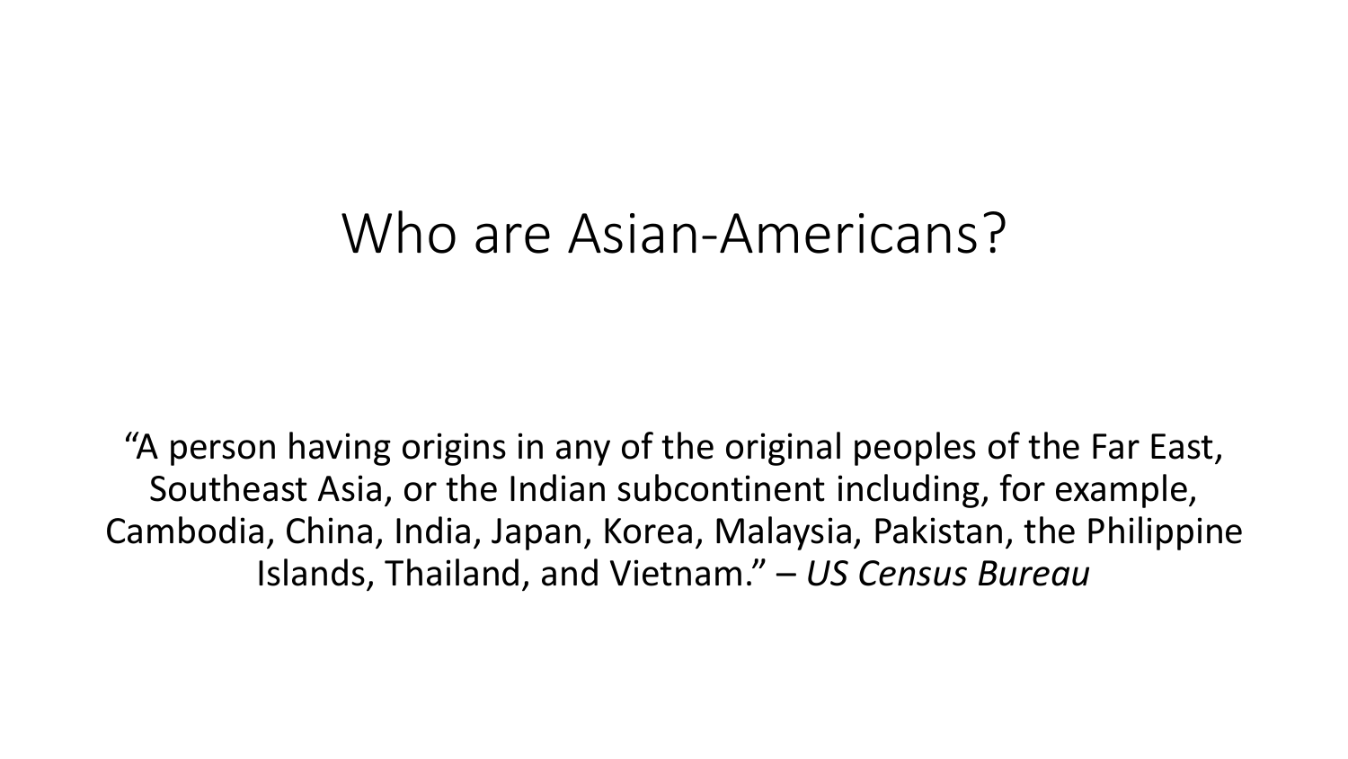# Who are Asian-Americans?

"A person having origins in any of the original peoples of the Far East, Southeast Asia, or the Indian subcontinent including, for example, Cambodia, China, India, Japan, Korea, Malaysia, Pakistan, the Philippine Islands, Thailand, and Vietnam." – *US Census Bureau*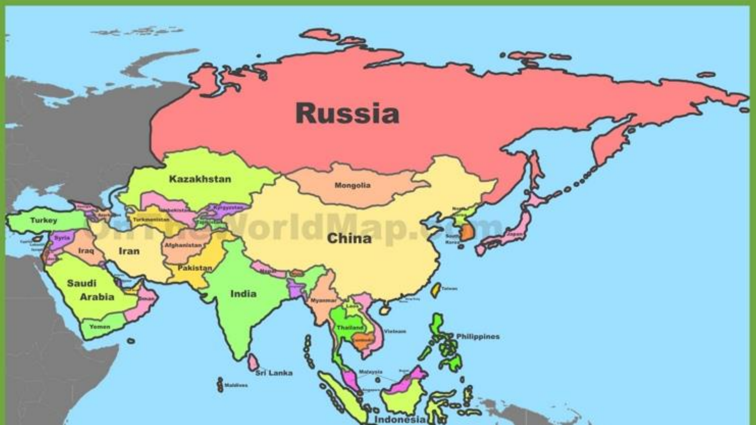Russia

Kazakhstan

Mongolia

China

Turkey

Syria

Iraq

Iran

Afghanistan

Pakistan

India

Saudi Arabia

Oman

Yemen

Nepal

Myanmar

Laos

Thailand

Vietnam

Cambodia

Philippines

Taiwan

North Korea

South Korea

Japan

Sri Lanka

Maldives

Malaysia

Indonesia

OnTheWorldMap.com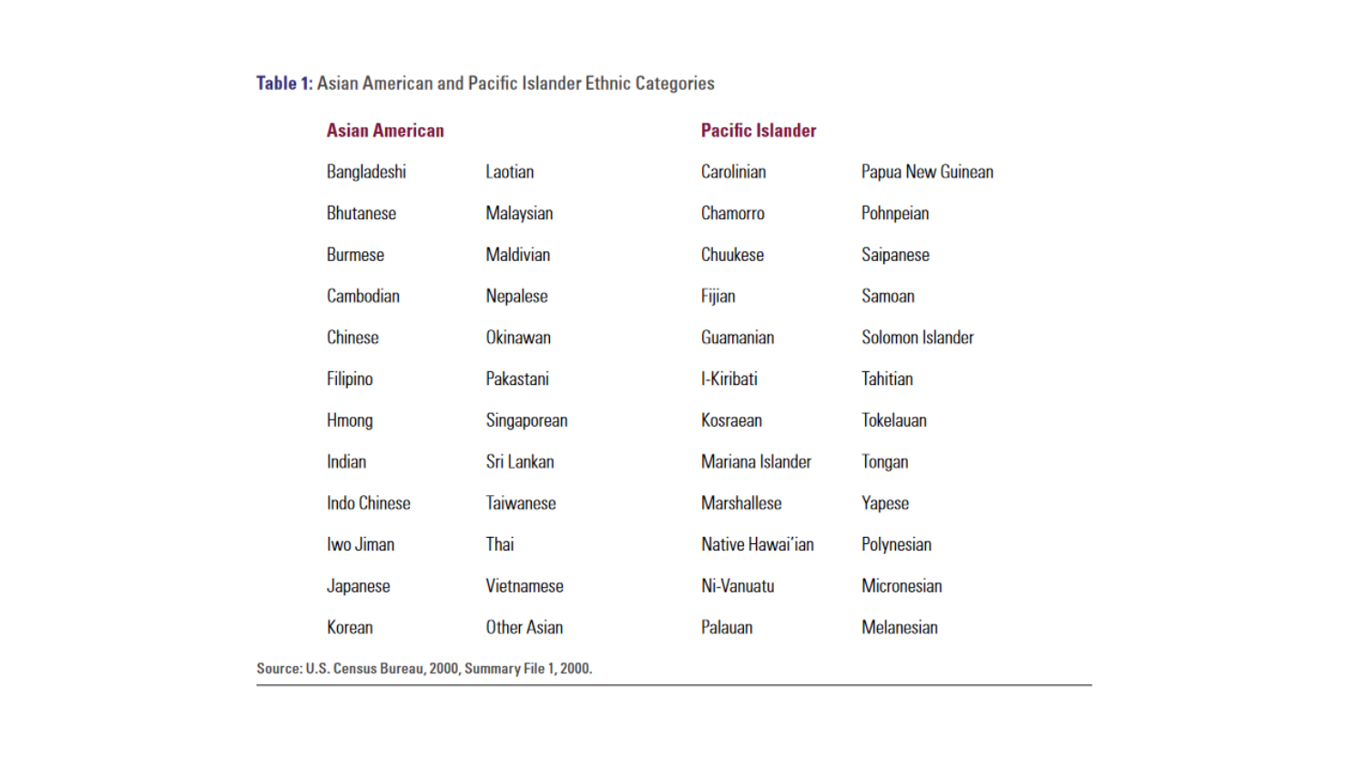**Table 1:** Asian American and Pacific Islander Ethnic Categories

| Asian American | | Pacific Islander | |
|---|---|---|---|
| Bangladeshi | Laotian | Carolinian | Papua New Guinean |
| Bhutanese | Malaysian | Chamorro | Pohnpeian |
| Burmese | Maldivian | Chuukese | Saipanese |
| Cambodian | Nepalese | Fijian | Samoan |
| Chinese | Okinawan | Guamanian | Solomon Islander |
| Filipino | Pakastani | I-Kiribati | Tahitian |
| Hmong | Singaporean | Kosraean | Tokelauan |
| Indian | Sri Lankan | Mariana Islander | Tongan |
| Indo Chinese | Taiwanese | Marshallese | Yapese |
| Iwo Jiman | Thai | Native Hawai'ian | Polynesian |
| Japanese | Vietnamese | Ni-Vanuatu | Micronesian |
| Korean | Other Asian | Palauan | Melanesian |

Source: U.S. Census Bureau, 2000, Summary File 1, 2000.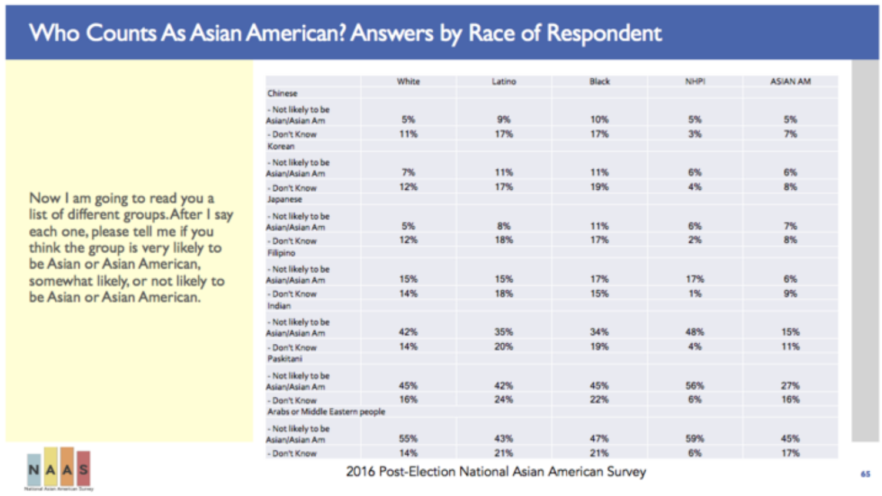# Who Counts As Asian American? Answers by Race of Respondent

Now I am going to read you a list of different groups. After I say each one, please tell me if you think the group is very likely to be Asian or Asian American, somewhat likely, or not likely to be Asian or Asian American.

| | White | Latino | Black | NHPI | ASIAN AM |
|---|---|---|---|---|---|
| Chinese | | | | | |
| - Not likely to be Asian/Asian Am | 5% | 9% | 10% | 5% | 5% |
| - Don't Know | 11% | 17% | 17% | 3% | 7% |
| Korean | | | | | |
| - Not likely to be Asian/Asian Am | 7% | 11% | 11% | 6% | 6% |
| - Don't Know | 12% | 17% | 19% | 4% | 8% |
| Japanese | | | | | |
| - Not likely to be Asian/Asian Am | 5% | 8% | 11% | 6% | 7% |
| - Don't Know | 12% | 18% | 17% | 2% | 8% |
| Filipino | | | | | |
| - Not likely to be Asian/Asian Am | 15% | 15% | 17% | 17% | 6% |
| - Don't Know | 14% | 18% | 15% | 1% | 9% |
| Indian | | | | | |
| - Not likely to be Asian/Asian Am | 42% | 35% | 34% | 48% | 15% |
| - Don't Know | 14% | 20% | 19% | 4% | 11% |
| Paskitani | | | | | |
| - Not likely to be Asian/Asian Am | 45% | 42% | 45% | 56% | 27% |
| - Don't Know | 16% | 24% | 22% | 6% | 16% |
| Arabs or Middle Eastern people | | | | | |
| - Not likely to be Asian/Asian Am | 55% | 43% | 47% | 59% | 45% |
| - Don't Know | 14% | 21% | 21% | 6% | 17% |

NAAS National Asian American Survey

2016 Post-Election National Asian American Survey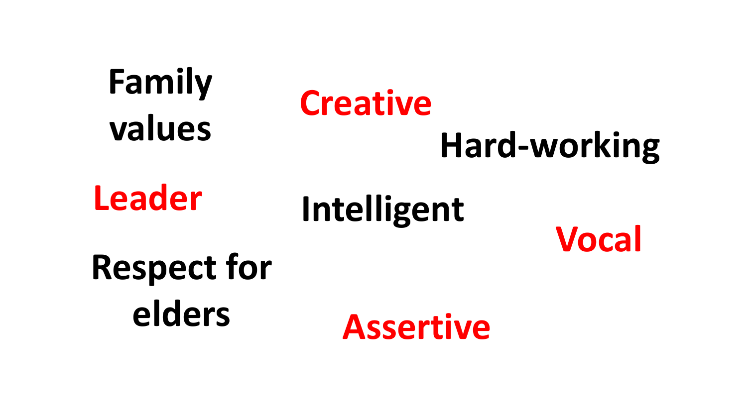Family values

Creative

Hard-working

Leader

Intelligent

Vocal

Respect for elders

Assertive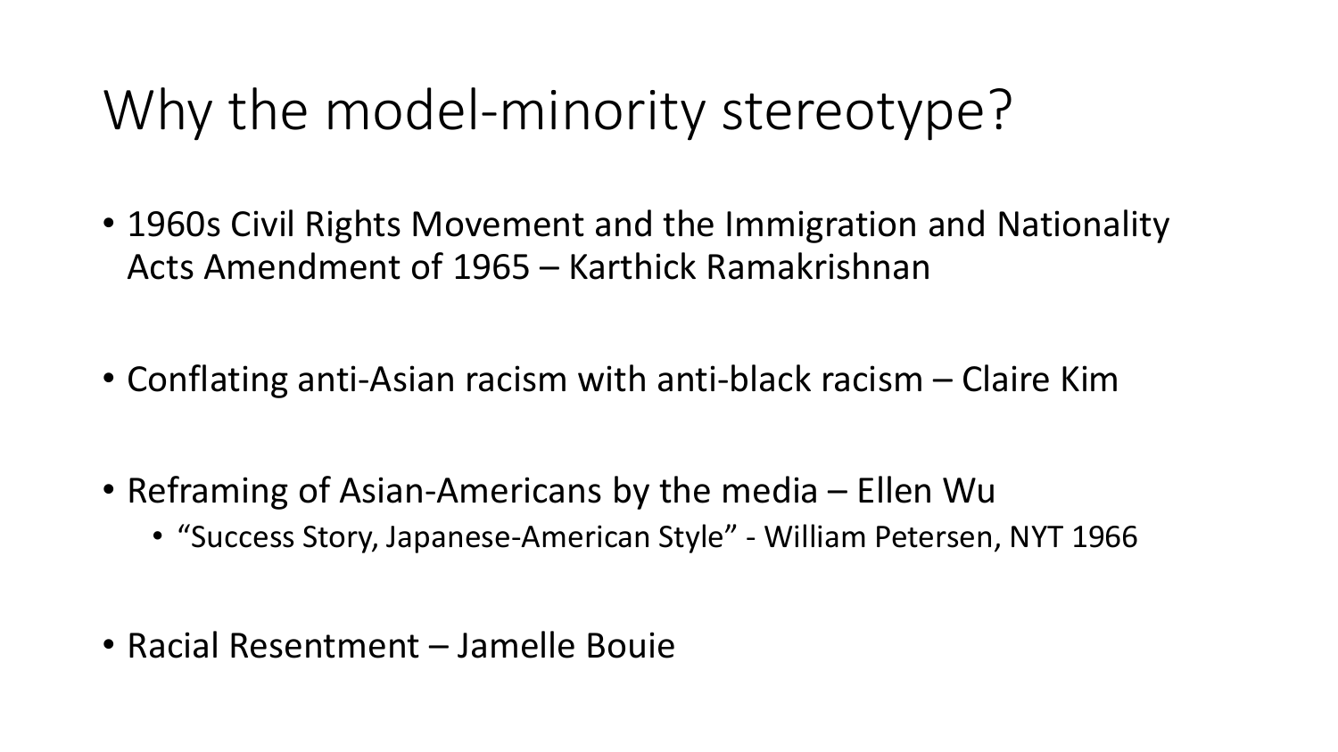# Why the model-minority stereotype?

- 1960s Civil Rights Movement and the Immigration and Nationality Acts Amendment of 1965 – Karthick Ramakrishnan
- Conflating anti-Asian racism with anti-black racism – Claire Kim
- Reframing of Asian-Americans by the media – Ellen Wu
  - "Success Story, Japanese-American Style" - William Petersen, NYT 1966
- Racial Resentment – Jamelle Bouie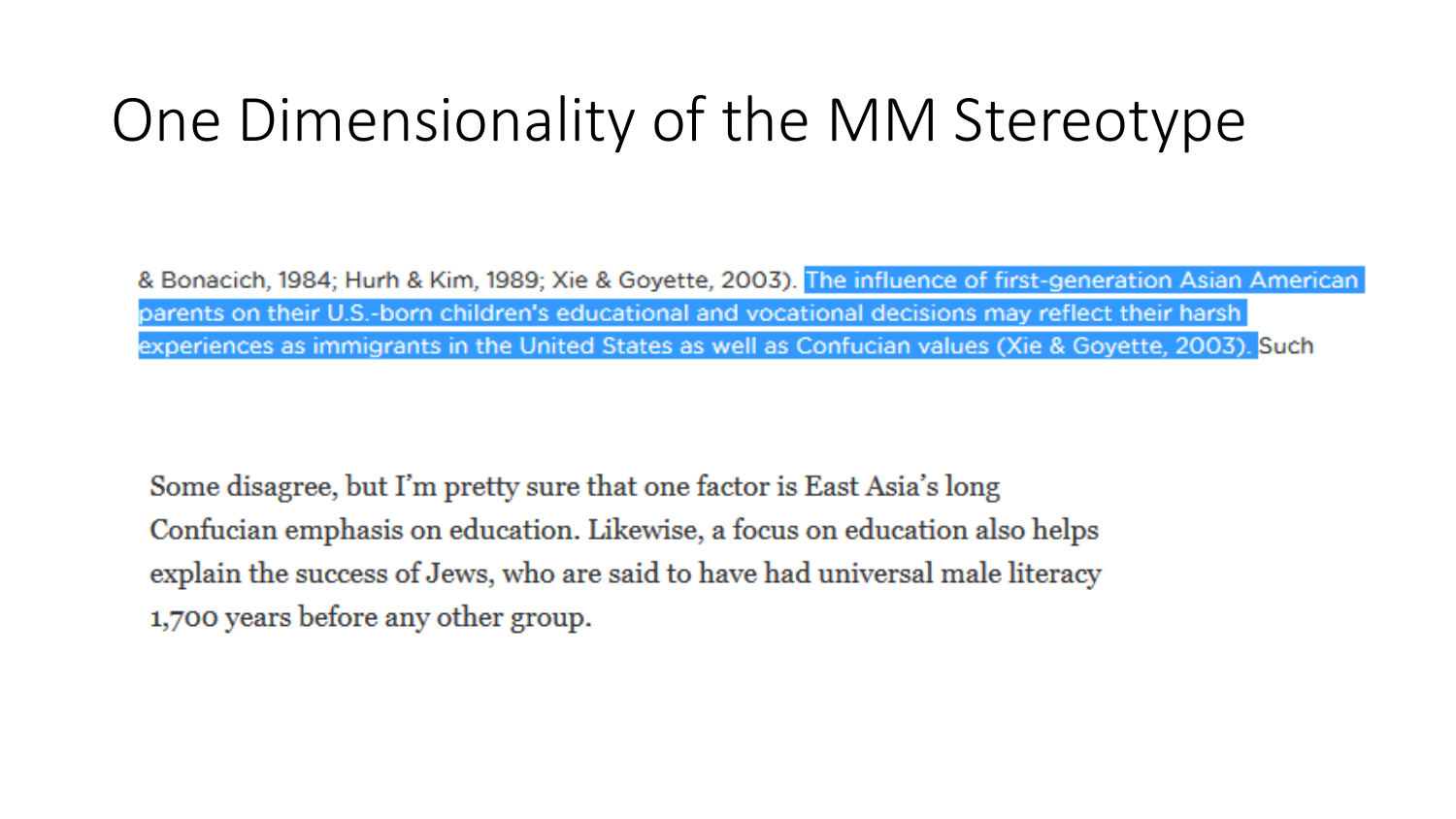# One Dimensionality of the MM Stereotype

& Bonacich, 1984; Hurh & Kim, 1989; Xie & Goyette, 2003). The influence of first-generation Asian American parents on their U.S.-born children's educational and vocational decisions may reflect their harsh experiences as immigrants in the United States as well as Confucian values (Xie & Goyette, 2003). Such

Some disagree, but I'm pretty sure that one factor is East Asia's long Confucian emphasis on education. Likewise, a focus on education also helps explain the success of Jews, who are said to have had universal male literacy 1,700 years before any other group.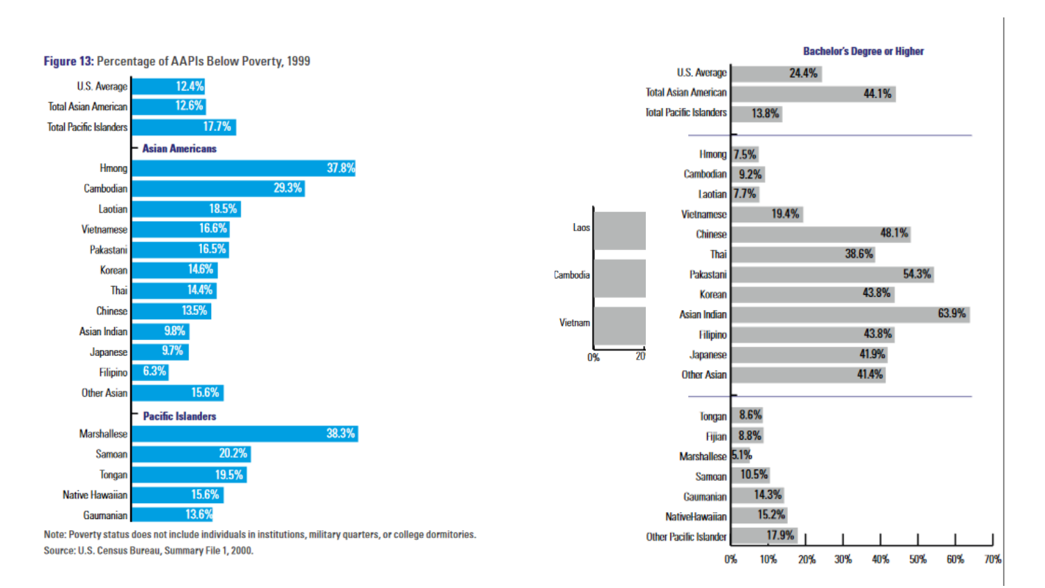**Figure 13:** Percentage of AAPIs Below Poverty, 1999

| Group | Percentage Below Poverty |
| --- | --- |
| U.S. Average | 12.4% |
| Total Asian American | 12.6% |
| Total Pacific Islanders | 17.7% |
| **Asian Americans** | |
| Hmong | 37.8% |
| Cambodian | 29.3% |
| Laotian | 18.5% |
| Vietnamese | 16.6% |
| Pakastani | 16.5% |
| Korean | 14.6% |
| Thai | 14.4% |
| Chinese | 13.5% |
| Asian Indian | 9.8% |
| Japanese | 9.7% |
| Filipino | 6.3% |
| Other Asian | 15.6% |
| **Pacific Islanders** | |
| Marshallese | 38.3% |
| Samoan | 20.2% |
| Tongan | 19.5% |
| Native Hawaiian | 15.6% |
| Gaumanian | 13.6% |

Note: Poverty status does not include individuals in institutions, military quarters, or college dormitories.

Source: U.S. Census Bureau, Summary File 1, 2000.

**Bachelor's Degree or Higher**

| Group | Bachelor's Degree or Higher |
| --- | --- |
| U.S. Average | 24.4% |
| Total Asian American | 44.1% |
| Total Pacific Islanders | 13.8% |
| Hmong | 7.5% |
| Cambodian | 9.2% |
| Laotian | 7.7% |
| Vietnamese | 19.4% |
| Chinese | 48.1% |
| Thai | 38.6% |
| Pakastani | 54.3% |
| Korean | 43.8% |
| Asian Indian | 63.9% |
| Filipino | 43.8% |
| Japanese | 41.9% |
| Other Asian | 41.4% |
| Tongan | 8.6% |
| Fijian | 8.8% |
| Marshallese | 5.1% |
| Samoan | 10.5% |
| Gaumanian | 14.3% |
| NativeHawaiian | 15.2% |
| Other Pacific Islander | 17.9% |

Laos
Cambodia
Vietnam
0% 20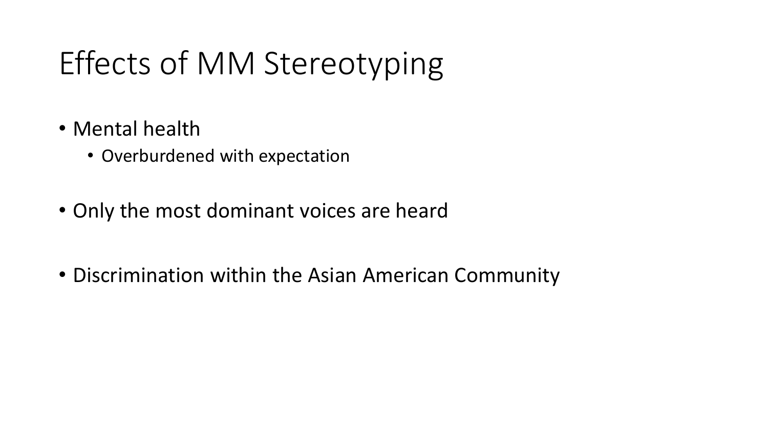# Effects of MM Stereotyping

- Mental health
  - Overburdened with expectation
- Only the most dominant voices are heard
- Discrimination within the Asian American Community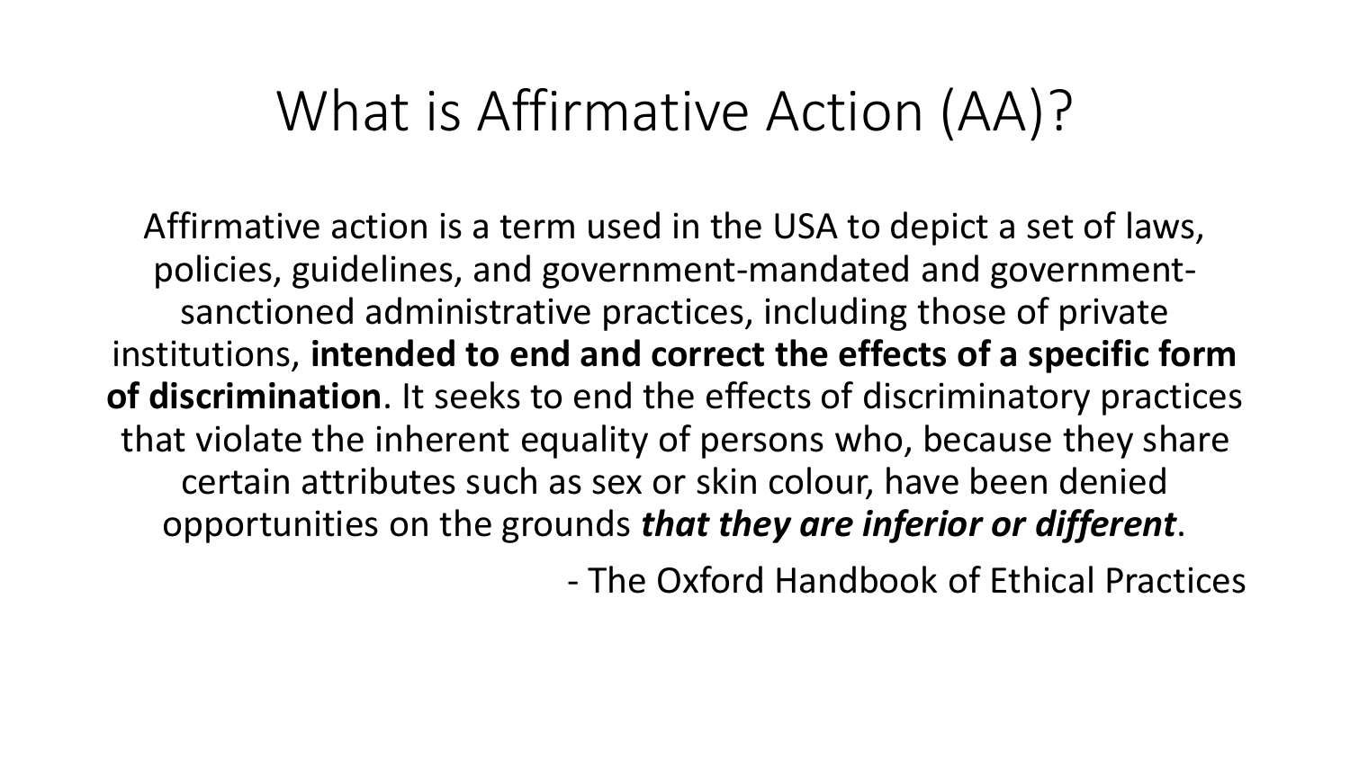# What is Affirmative Action (AA)?

Affirmative action is a term used in the USA to depict a set of laws, policies, guidelines, and government-mandated and government-sanctioned administrative practices, including those of private institutions, **intended to end and correct the effects of a specific form of discrimination**. It seeks to end the effects of discriminatory practices that violate the inherent equality of persons who, because they share certain attributes such as sex or skin colour, have been denied opportunities on the grounds ***that they are inferior or different***.

- The Oxford Handbook of Ethical Practices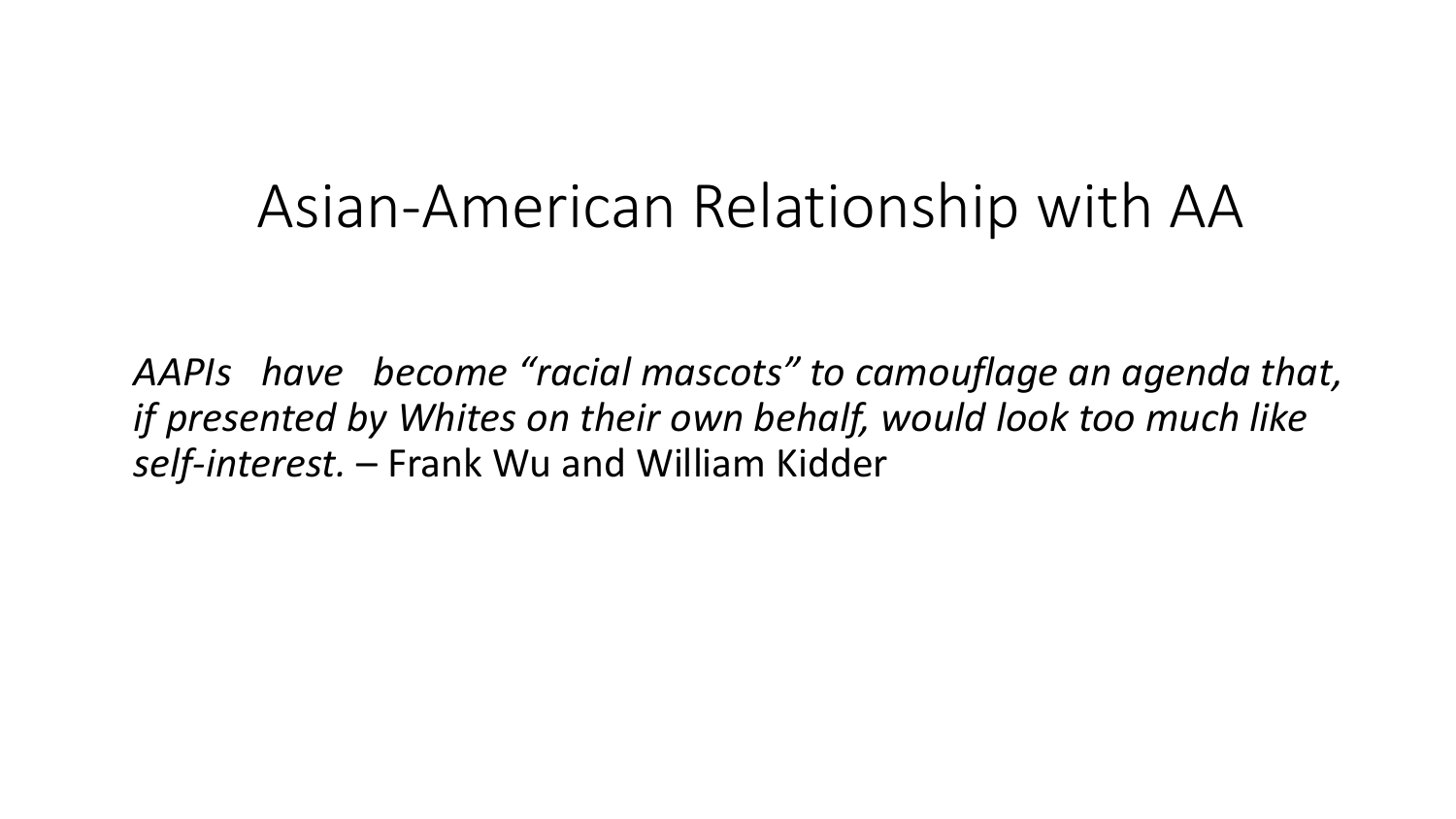# Asian-American Relationship with AA

*AAPIs have become "racial mascots" to camouflage an agenda that, if presented by Whites on their own behalf, would look too much like self-interest.* – Frank Wu and William Kidder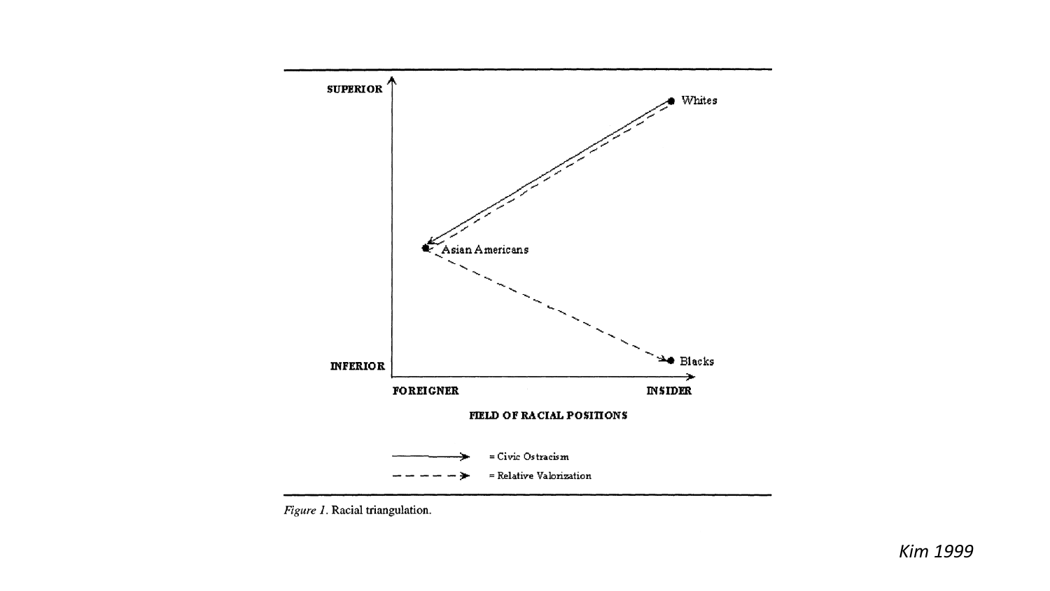SUPERIOR

Whites

Asian Americans

Blacks

INFERIOR

FOREIGNER

INSIDER

FIELD OF RACIAL POSITIONS

= Civic Ostracism

= Relative Valorization

*Figure 1.* Racial triangulation.

*Kim 1999*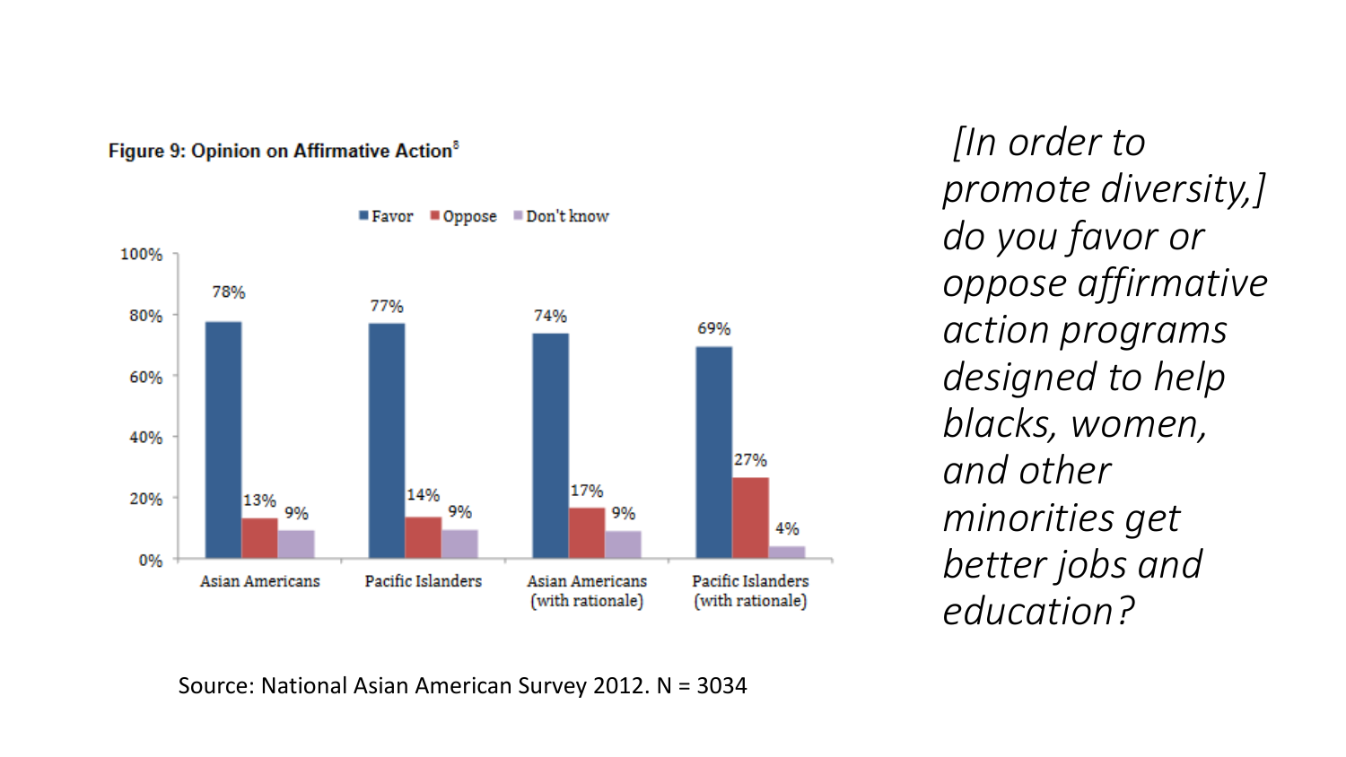**Figure 9: Opinion on Affirmative Action[8]**

| | Favor | Oppose | Don't know |
|---|---|---|---|
| Asian Americans | 78% | 13% | 9% |
| Pacific Islanders | 77% | 14% | 9% |
| Asian Americans (with rationale) | 74% | 17% | 9% |
| Pacific Islanders (with rationale) | 69% | 27% | 4% |

Source: National Asian American Survey 2012. N = 3034

*[In order to promote diversity,] do you favor or oppose affirmative action programs designed to help blacks, women, and other minorities get better jobs and education?*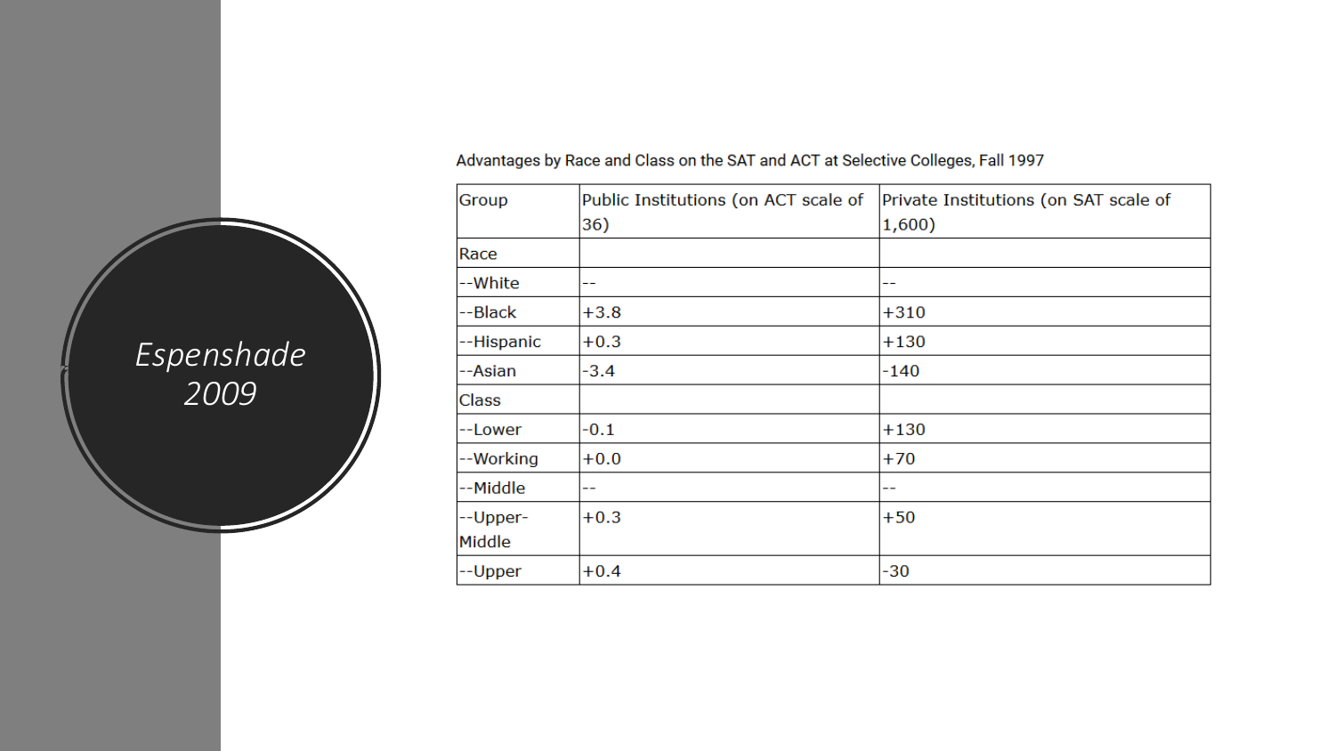# *Espenshade 2009*

Advantages by Race and Class on the SAT and ACT at Selective Colleges, Fall 1997

| Group | Public Institutions (on ACT scale of 36) | Private Institutions (on SAT scale of 1,600) |
|---|---|---|
| Race | | |
| --White | -- | -- |
| --Black | +3.8 | +310 |
| --Hispanic | +0.3 | +130 |
| --Asian | -3.4 | -140 |
| Class | | |
| --Lower | -0.1 | +130 |
| --Working | +0.0 | +70 |
| --Middle | -- | -- |
| --Upper-Middle | +0.3 | +50 |
| --Upper | +0.4 | -30 |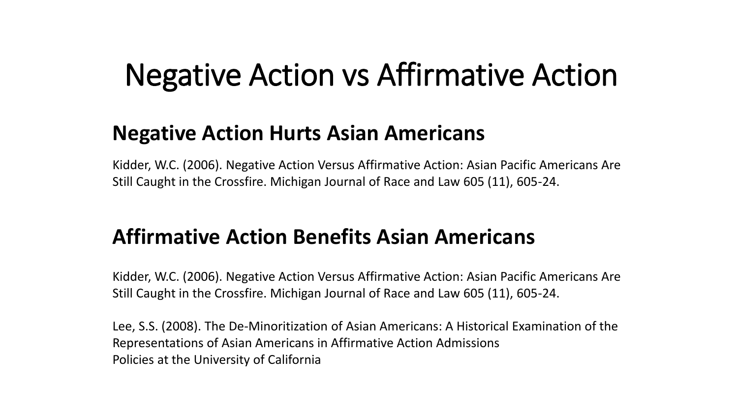# Negative Action vs Affirmative Action

## Negative Action Hurts Asian Americans

Kidder, W.C. (2006). Negative Action Versus Affirmative Action: Asian Pacific Americans Are Still Caught in the Crossfire. Michigan Journal of Race and Law 605 (11), 605-24.

## Affirmative Action Benefits Asian Americans

Kidder, W.C. (2006). Negative Action Versus Affirmative Action: Asian Pacific Americans Are Still Caught in the Crossfire. Michigan Journal of Race and Law 605 (11), 605-24.

Lee, S.S. (2008). The De-Minoritization of Asian Americans: A Historical Examination of the Representations of Asian Americans in Affirmative Action Admissions
Policies at the University of California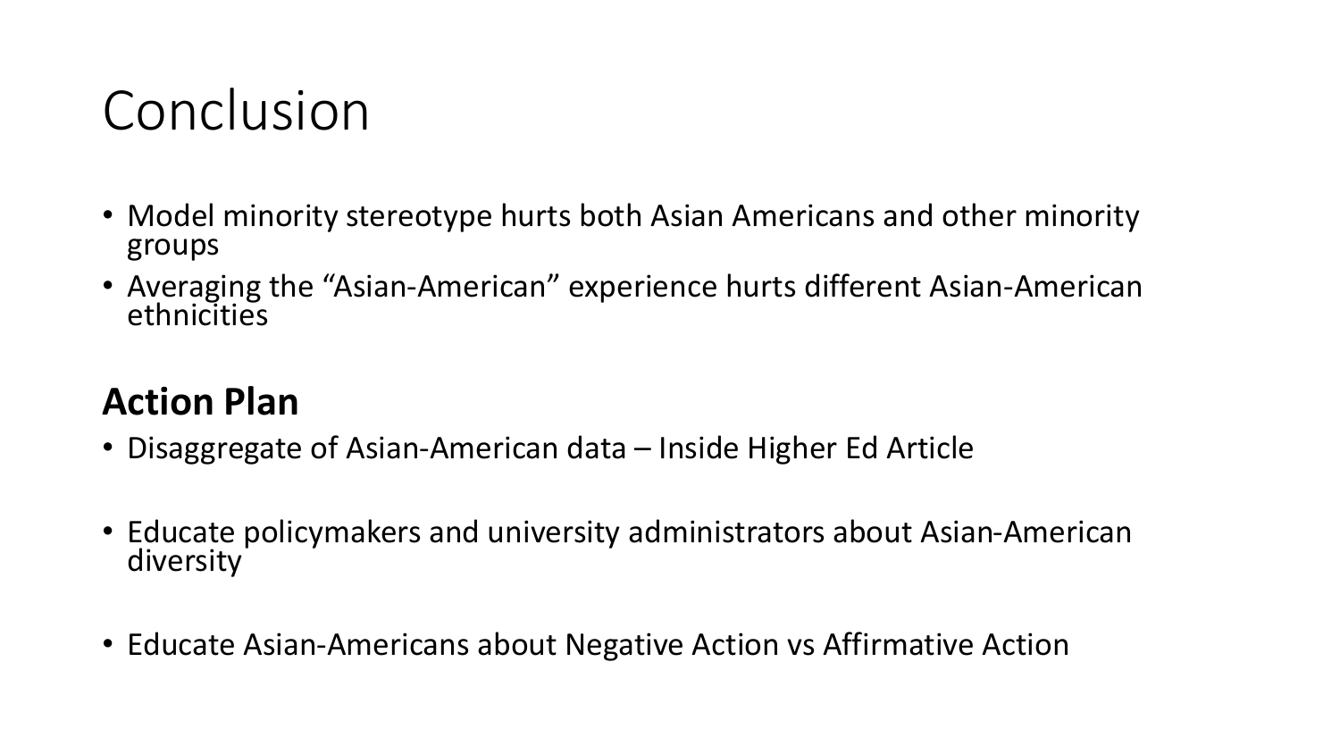# Conclusion

- Model minority stereotype hurts both Asian Americans and other minority groups
- Averaging the "Asian-American" experience hurts different Asian-American ethnicities

## Action Plan

- Disaggregate of Asian-American data – Inside Higher Ed Article
- Educate policymakers and university administrators about Asian-American diversity
- Educate Asian-Americans about Negative Action vs Affirmative Action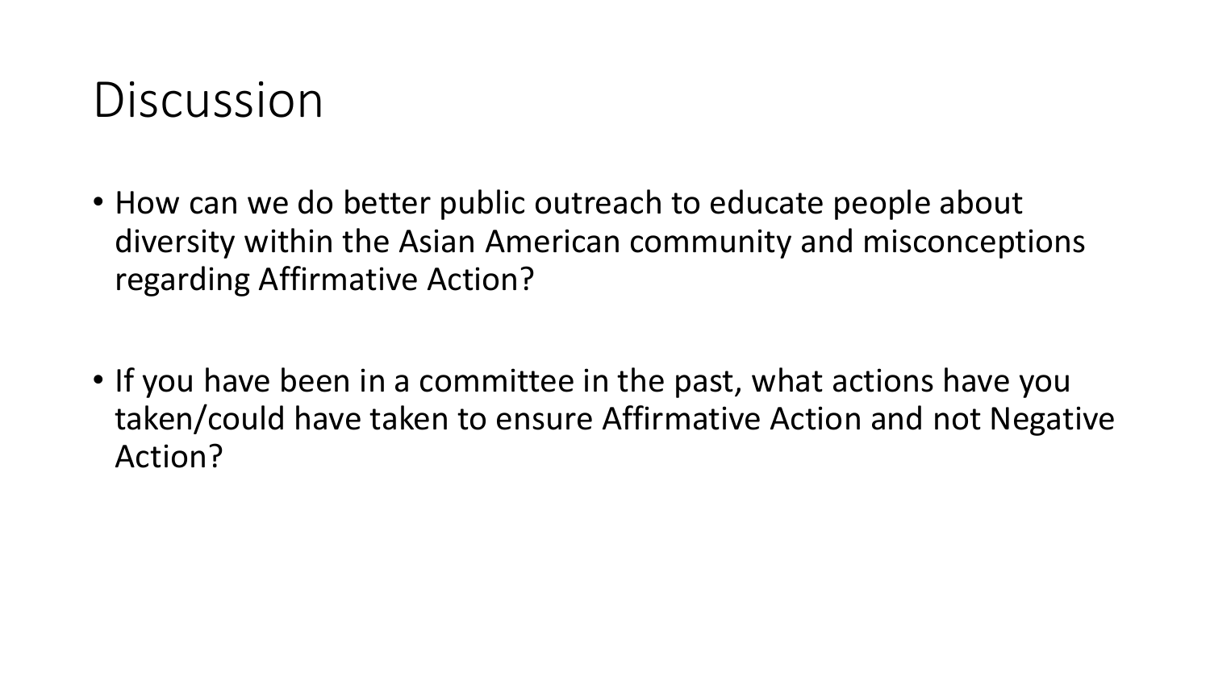# Discussion

- How can we do better public outreach to educate people about diversity within the Asian American community and misconceptions regarding Affirmative Action?

- If you have been in a committee in the past, what actions have you taken/could have taken to ensure Affirmative Action and not Negative Action?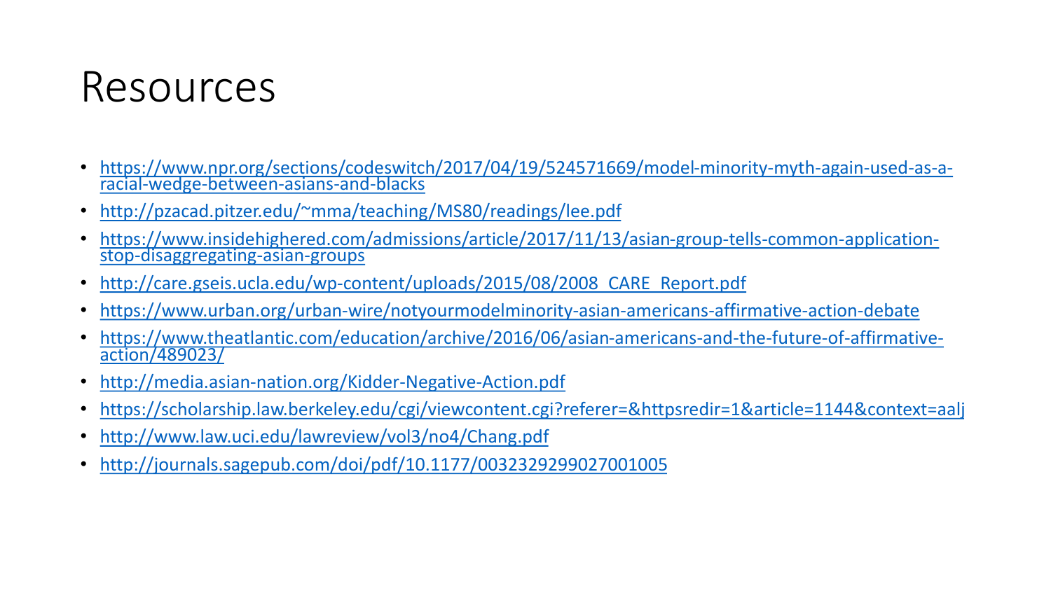# Resources

- https://www.npr.org/sections/codeswitch/2017/04/19/524571669/model-minority-myth-again-used-as-a-racial-wedge-between-asians-and-blacks
- http://pzacad.pitzer.edu/~mma/teaching/MS80/readings/lee.pdf
- https://www.insidehighered.com/admissions/article/2017/11/13/asian-group-tells-common-application-stop-disaggregating-asian-groups
- http://care.gseis.ucla.edu/wp-content/uploads/2015/08/2008_CARE_Report.pdf
- https://www.urban.org/urban-wire/notyourmodelminority-asian-americans-affirmative-action-debate
- https://www.theatlantic.com/education/archive/2016/06/asian-americans-and-the-future-of-affirmative-action/489023/
- http://media.asian-nation.org/Kidder-Negative-Action.pdf
- https://scholarship.law.berkeley.edu/cgi/viewcontent.cgi?referer=&httpsredir=1&article=1144&context=aalj
- http://www.law.uci.edu/lawreview/vol3/no4/Chang.pdf
- http://journals.sagepub.com/doi/pdf/10.1177/0032329299027001005